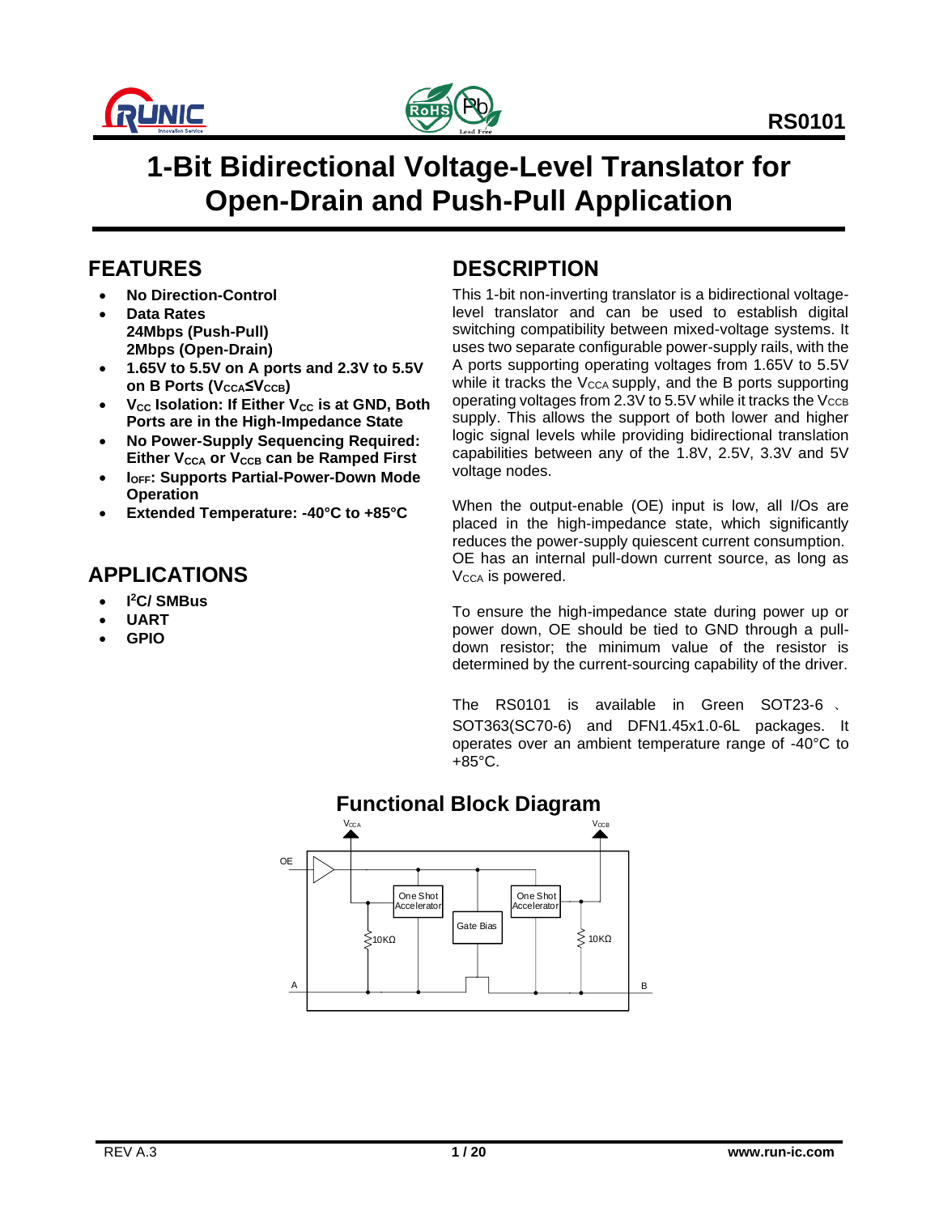# 1-Bit Bidirectional Voltage-Level Translator for Open-Drain and Push-Pull Application

## FEATURES

- **No Direction-Control**
- **Data Rates**
  **24Mbps (Push-Pull)**
  **2Mbps (Open-Drain)**
- **1.65V to 5.5V on A ports and 2.3V to 5.5V on B Ports ($V_{CCA}$≤$V_{CCB}$)**
- **$V_{CC}$ Isolation: If Either $V_{CC}$ is at GND, Both Ports are in the High-Impedance State**
- **No Power-Supply Sequencing Required: Either $V_{CCA}$ or $V_{CCB}$ can be Ramped First**
- **$I_{OFF}$: Supports Partial-Power-Down Mode Operation**
- **Extended Temperature: -40°C to +85°C**

## APPLICATIONS

- **I²C/ SMBus**
- **UART**
- **GPIO**

## DESCRIPTION

This 1-bit non-inverting translator is a bidirectional voltage-level translator and can be used to establish digital switching compatibility between mixed-voltage systems. It uses two separate configurable power-supply rails, with the A ports supporting operating voltages from 1.65V to 5.5V while it tracks the $V_{CCA}$ supply, and the B ports supporting operating voltages from 2.3V to 5.5V while it tracks the $V_{CCB}$ supply. This allows the support of both lower and higher logic signal levels while providing bidirectional translation capabilities between any of the 1.8V, 2.5V, 3.3V and 5V voltage nodes.

When the output-enable (OE) input is low, all I/Os are placed in the high-impedance state, which significantly reduces the power-supply quiescent current consumption. OE has an internal pull-down current source, as long as $V_{CCA}$ is powered.

To ensure the high-impedance state during power up or power down, OE should be tied to GND through a pull-down resistor; the minimum value of the resistor is determined by the current-sourcing capability of the driver.

The RS0101 is available in Green SOT23-6 、SOT363(SC70-6) and DFN1.45x1.0-6L packages. It operates over an ambient temperature range of -40°C to +85°C.

## Functional Block Diagram

$V_{CCA}$
$V_{CCB}$
OE
One Shot Accelerator
One Shot Accelerator
Gate Bias
10KΩ
10KΩ
A
B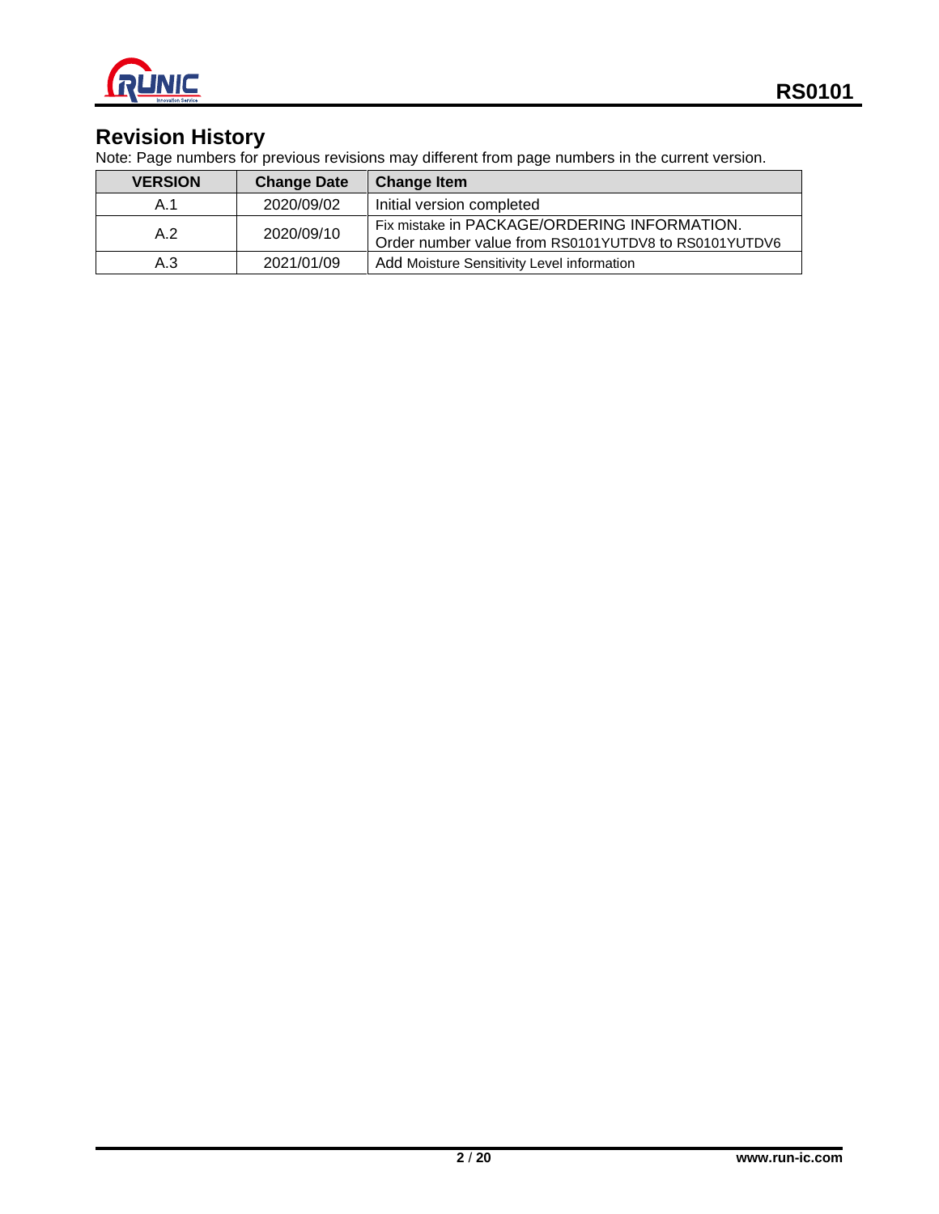## Revision History

Note: Page numbers for previous revisions may different from page numbers in the current version.

| VERSION | Change Date | Change Item |
|---|---|---|
| A.1 | 2020/09/02 | Initial version completed |
| A.2 | 2020/09/10 | Fix mistake in PACKAGE/ORDERING INFORMATION. Order number value from RS0101YUTDV8 to RS0101YUTDV6 |
| A.3 | 2021/01/09 | Add Moisture Sensitivity Level information |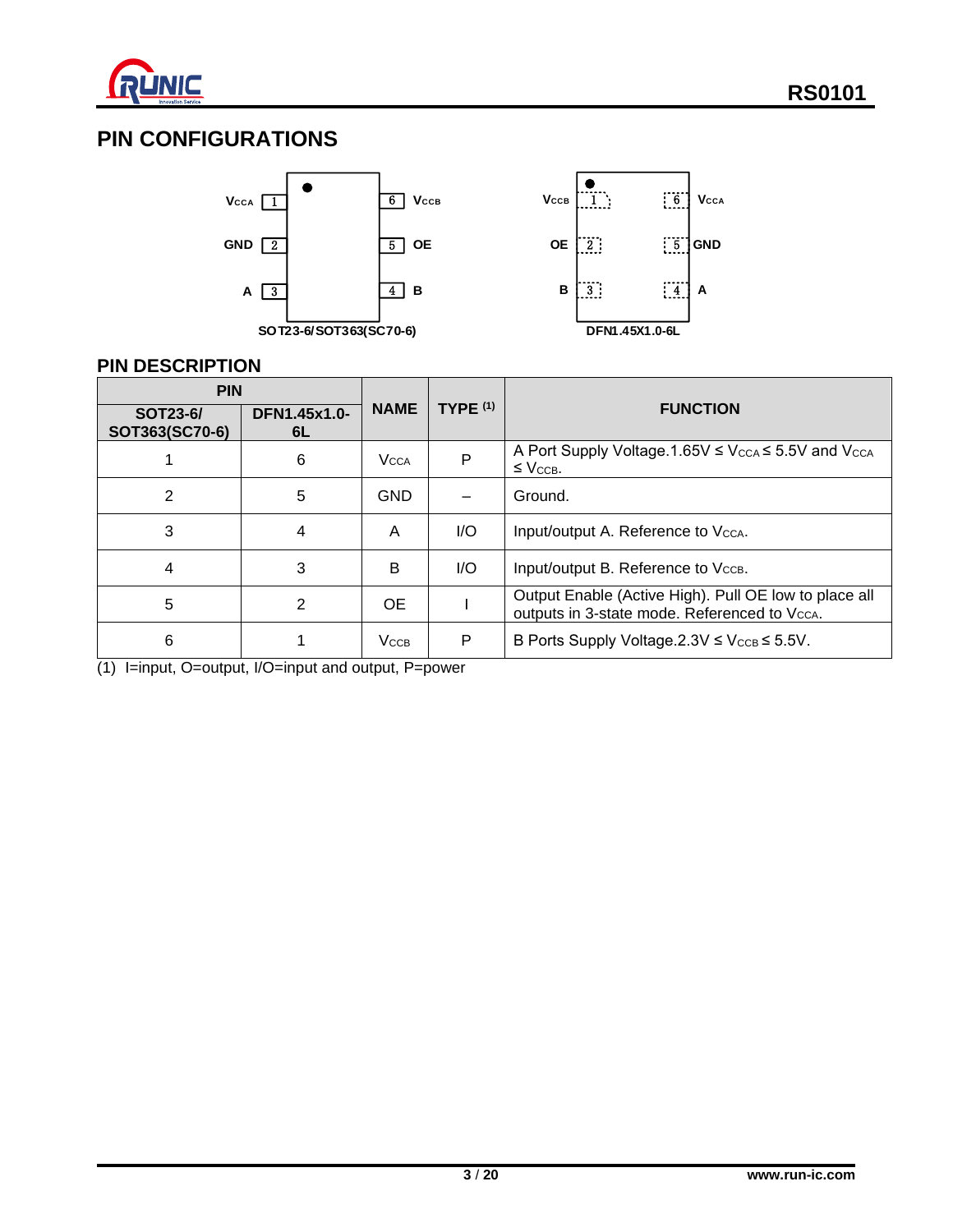## PIN CONFIGURATIONS

VCCA 1 | 6 VCCB
GND 2 | 5 OE
A 3 | 4 B

SOT23-6/SOT363(SC70-6)

VCCB 1 | 6 VCCA
OE 2 | 5 GND
B 3 | 4 A

DFN1.45X1.0-6L

## PIN DESCRIPTION

| PIN | | NAME | TYPE (1) | FUNCTION |
|---|---|---|---|---|
| SOT23-6/ SOT363(SC70-6) | DFN1.45x1.0-6L | | | |
| 1 | 6 | $V_{CCA}$ | P | A Port Supply Voltage.1.65V ≤ $V_{CCA}$ ≤ 5.5V and $V_{CCA}$ ≤ $V_{CCB}$. |
| 2 | 5 | GND | – | Ground. |
| 3 | 4 | A | I/O | Input/output A. Reference to $V_{CCA}$. |
| 4 | 3 | B | I/O | Input/output B. Reference to $V_{CCB}$. |
| 5 | 2 | OE | I | Output Enable (Active High). Pull OE low to place all outputs in 3-state mode. Referenced to $V_{CCA}$. |
| 6 | 1 | $V_{CCB}$ | P | B Ports Supply Voltage.2.3V ≤ $V_{CCB}$ ≤ 5.5V. |

(1) I=input, O=output, I/O=input and output, P=power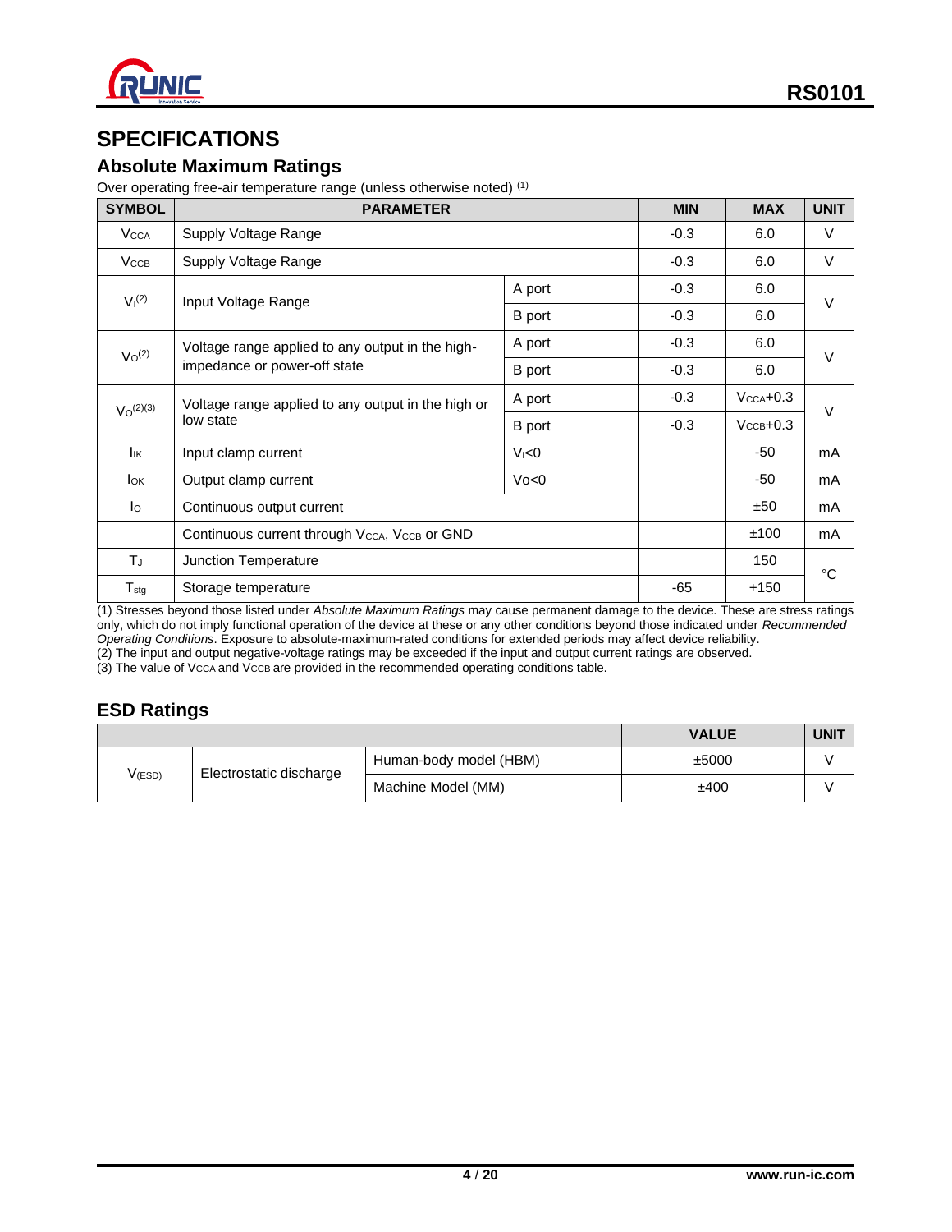# SPECIFICATIONS

## Absolute Maximum Ratings

Over operating free-air temperature range (unless otherwise noted) [(1)]

| SYMBOL | PARAMETER | | MIN | MAX | UNIT |
|---|---|---|---|---|---|
| $V_{CCA}$ | Supply Voltage Range | | -0.3 | 6.0 | V |
| $V_{CCB}$ | Supply Voltage Range | | -0.3 | 6.0 | V |
| $V_I$[(2)] | Input Voltage Range | A port | -0.3 | 6.0 | V |
| | | B port | -0.3 | 6.0 | |
| $V_O$[(2)] | Voltage range applied to any output in the high-impedance or power-off state | A port | -0.3 | 6.0 | V |
| | | B port | -0.3 | 6.0 | |
| $V_O$[(2)(3)] | Voltage range applied to any output in the high or low state | A port | -0.3 | $V_{CCA}$+0.3 | V |
| | | B port | -0.3 | $V_{CCB}$+0.3 | |
| $I_{IK}$ | Input clamp current | $V_I$<0 | | -50 | mA |
| $I_{OK}$ | Output clamp current | $V_O$<0 | | -50 | mA |
| $I_O$ | Continuous output current | | | ±50 | mA |
| | Continuous current through $V_{CCA}$, $V_{CCB}$ or GND | | | ±100 | mA |
| $T_J$ | Junction Temperature | | | 150 | °C |
| $T_{stg}$ | Storage temperature | | -65 | +150 | |

(1) Stresses beyond those listed under *Absolute Maximum Ratings* may cause permanent damage to the device. These are stress ratings only, which do not imply functional operation of the device at these or any other conditions beyond those indicated under *Recommended Operating Conditions*. Exposure to absolute-maximum-rated conditions for extended periods may affect device reliability.
(2) The input and output negative-voltage ratings may be exceeded if the input and output current ratings are observed.
(3) The value of $V_{CCA}$ and $V_{CCB}$ are provided in the recommended operating conditions table.

## ESD Ratings

| | | | VALUE | UNIT |
|---|---|---|---|---|
| $V_{(ESD)}$ | Electrostatic discharge | Human-body model (HBM) | ±5000 | V |
| | | Machine Model (MM) | ±400 | V |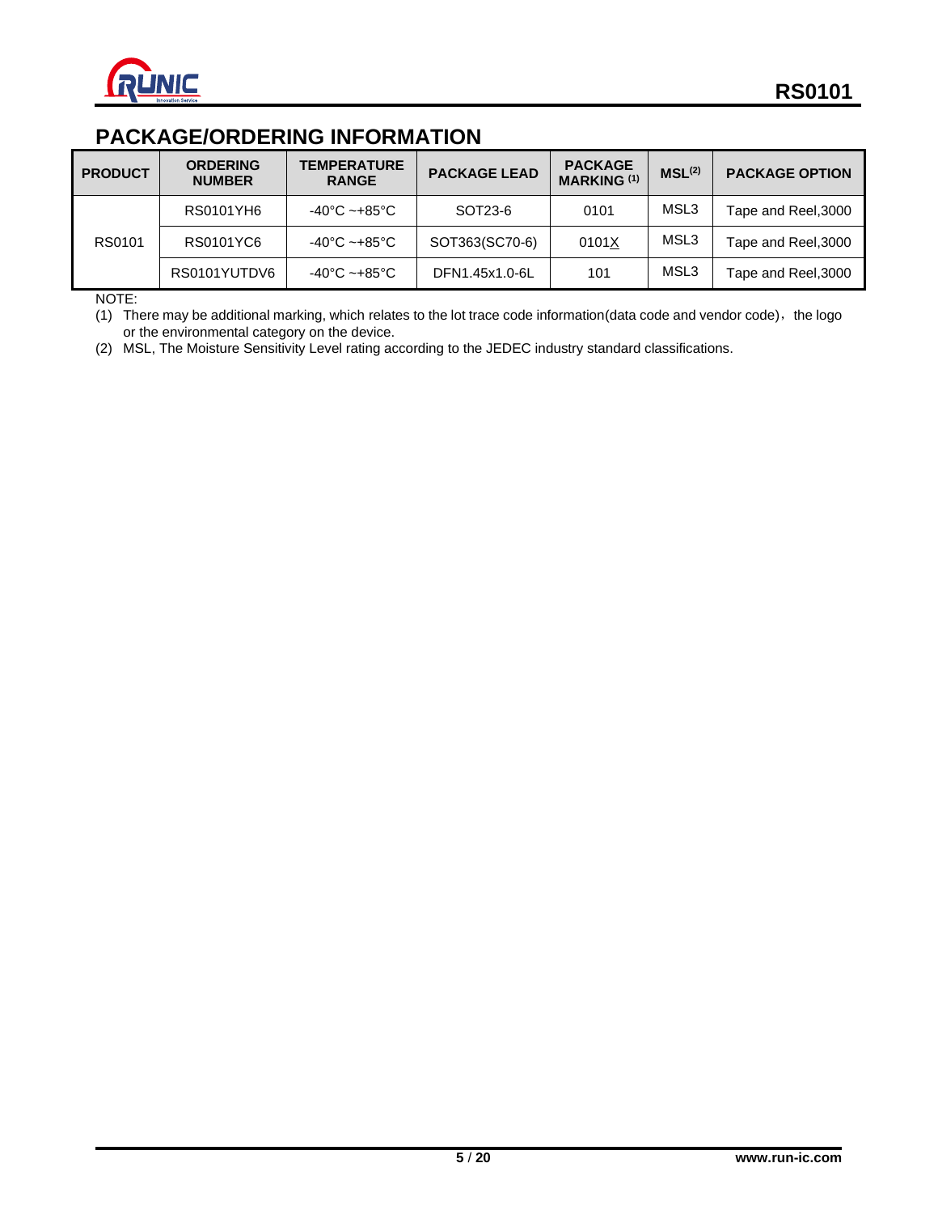## PACKAGE/ORDERING INFORMATION

| PRODUCT | ORDERING NUMBER | TEMPERATURE RANGE | PACKAGE LEAD | PACKAGE MARKING (1) | MSL(2) | PACKAGE OPTION |
|---|---|---|---|---|---|---|
| RS0101 | RS0101YH6 | -40°C ~+85°C | SOT23-6 | 0101 | MSL3 | Tape and Reel,3000 |
| | RS0101YC6 | -40°C ~+85°C | SOT363(SC70-6) | 0101X | MSL3 | Tape and Reel,3000 |
| | RS0101YUTDV6 | -40°C ~+85°C | DFN1.45x1.0-6L | 101 | MSL3 | Tape and Reel,3000 |

NOTE:

(1) There may be additional marking, which relates to the lot trace code information(data code and vendor code)，the logo or the environmental category on the device.

(2) MSL, The Moisture Sensitivity Level rating according to the JEDEC industry standard classifications.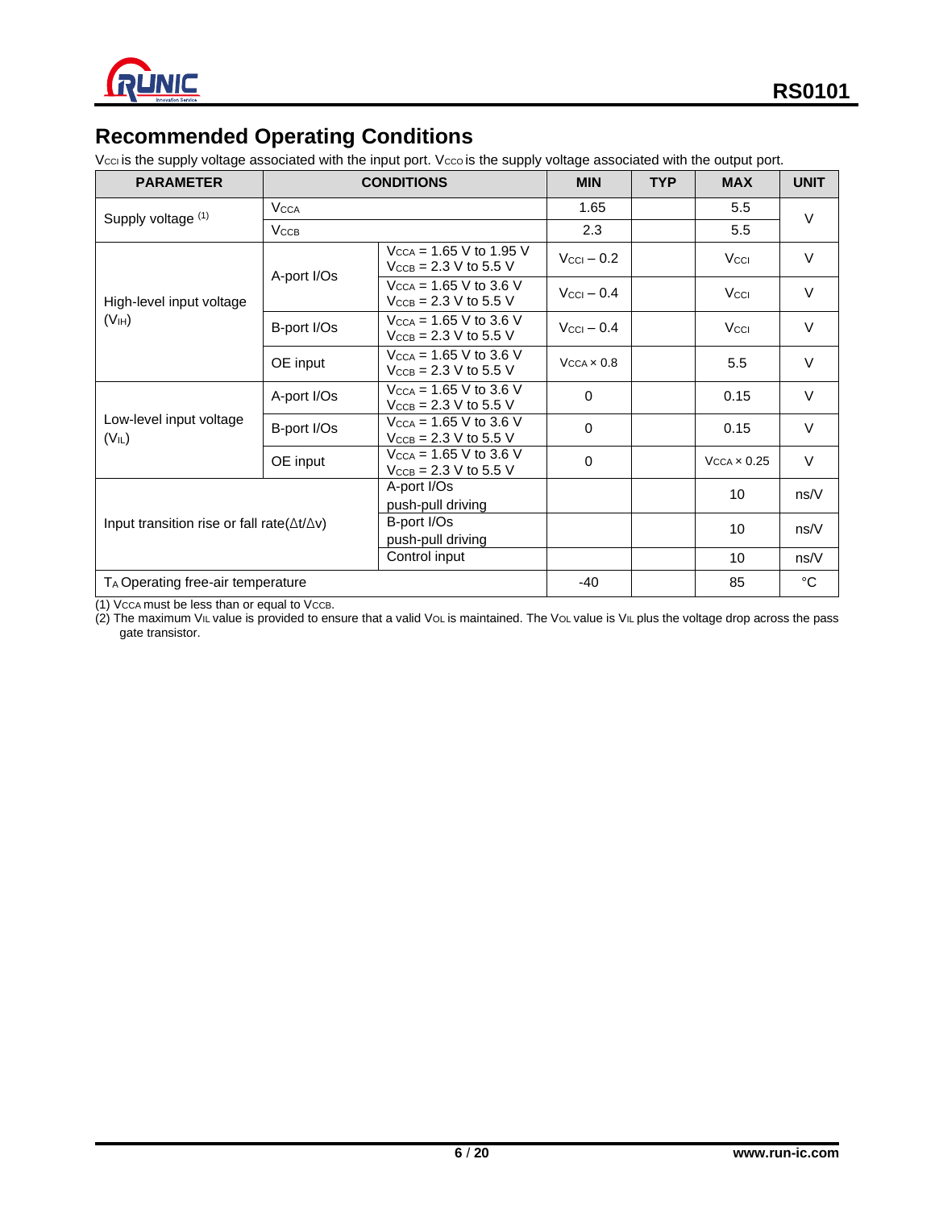## Recommended Operating Conditions

$V_{CCI}$ is the supply voltage associated with the input port. $V_{CCO}$ is the supply voltage associated with the output port.

| PARAMETER | CONDITIONS | | MIN | TYP | MAX | UNIT |
|---|---|---|---|---|---|---|
| Supply voltage (1) | $V_{CCA}$ | | 1.65 | | 5.5 | V |
| | $V_{CCB}$ | | 2.3 | | 5.5 | V |
| High-level input voltage ($V_{IH}$) | A-port I/Os | $V_{CCA}$ = 1.65 V to 1.95 V<br>$V_{CCB}$ = 2.3 V to 5.5 V | $V_{CCI}$ – 0.2 | | $V_{CCI}$ | V |
| | | $V_{CCA}$ = 1.65 V to 3.6 V<br>$V_{CCB}$ = 2.3 V to 5.5 V | $V_{CCI}$ – 0.4 | | $V_{CCI}$ | V |
| | B-port I/Os | $V_{CCA}$ = 1.65 V to 3.6 V<br>$V_{CCB}$ = 2.3 V to 5.5 V | $V_{CCI}$ – 0.4 | | $V_{CCI}$ | V |
| | OE input | $V_{CCA}$ = 1.65 V to 3.6 V<br>$V_{CCB}$ = 2.3 V to 5.5 V | $V_{CCA}$ × 0.8 | | 5.5 | V |
| Low-level input voltage ($V_{IL}$) | A-port I/Os | $V_{CCA}$ = 1.65 V to 3.6 V<br>$V_{CCB}$ = 2.3 V to 5.5 V | 0 | | 0.15 | V |
| | B-port I/Os | $V_{CCA}$ = 1.65 V to 3.6 V<br>$V_{CCB}$ = 2.3 V to 5.5 V | 0 | | 0.15 | V |
| | OE input | $V_{CCA}$ = 1.65 V to 3.6 V<br>$V_{CCB}$ = 2.3 V to 5.5 V | 0 | | $V_{CCA}$ × 0.25 | V |
| Input transition rise or fall rate(Δt/Δv) | | A-port I/Os push-pull driving | | | 10 | ns/V |
| | | B-port I/Os push-pull driving | | | 10 | ns/V |
| | | Control input | | | 10 | ns/V |
| $T_A$ Operating free-air temperature | | | -40 | | 85 | °C |

(1) $V_{CCA}$ must be less than or equal to $V_{CCB}$.

(2) The maximum $V_{IL}$ value is provided to ensure that a valid $V_{OL}$ is maintained. The $V_{OL}$ value is $V_{IL}$ plus the voltage drop across the pass gate transistor.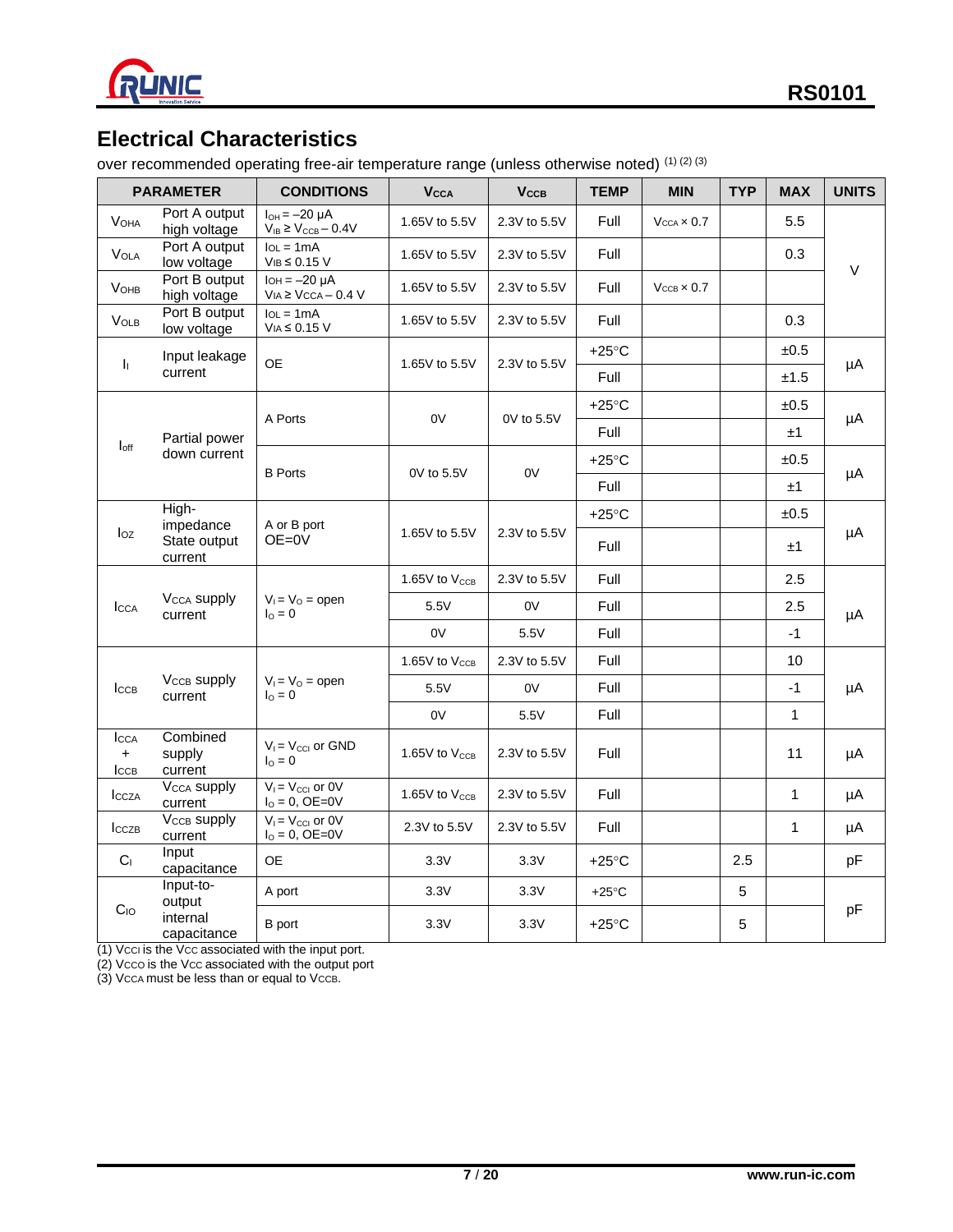## Electrical Characteristics

over recommended operating free-air temperature range (unless otherwise noted) (1) (2) (3)

| PARAMETER | | CONDITIONS | $V_{CCA}$ | $V_{CCB}$ | TEMP | MIN | TYP | MAX | UNITS |
|---|---|---|---|---|---|---|---|---|---|
| $V_{OHA}$ | Port A output high voltage | $I_{OH}$ = –20 µA<br>$V_{IB} \geq V_{CCB} - 0.4V$ | 1.65V to 5.5V | 2.3V to 5.5V | Full | $V_{CCA} \times 0.7$ | | 5.5 | V |
| $V_{OLA}$ | Port A output low voltage | $I_{OL}$ = 1mA<br>$V_{IB} \leq 0.15$ V | 1.65V to 5.5V | 2.3V to 5.5V | Full | | | 0.3 | V |
| $V_{OHB}$ | Port B output high voltage | $I_{OH}$ = –20 µA<br>$V_{IA} \geq V_{CCA} - 0.4$ V | 1.65V to 5.5V | 2.3V to 5.5V | Full | $V_{CCB} \times 0.7$ | | | V |
| $V_{OLB}$ | Port B output low voltage | $I_{OL}$ = 1mA<br>$V_{IA} \leq 0.15$ V | 1.65V to 5.5V | 2.3V to 5.5V | Full | | | 0.3 | V |
| $I_I$ | Input leakage current | OE | 1.65V to 5.5V | 2.3V to 5.5V | +25°C | | | ±0.5 | µA |
| | | | | | Full | | | ±1.5 | |
| $I_{off}$ | Partial power down current | A Ports | 0V | 0V to 5.5V | +25°C | | | ±0.5 | µA |
| | | | | | Full | | | ±1 | |
| | | B Ports | 0V to 5.5V | 0V | +25°C | | | ±0.5 | µA |
| | | | | | Full | | | ±1 | |
| $I_{OZ}$ | High-impedance State output current | A or B port<br>OE=0V | 1.65V to 5.5V | 2.3V to 5.5V | +25°C | | | ±0.5 | µA |
| | | | | | Full | | | ±1 | |
| $I_{CCA}$ | $V_{CCA}$ supply current | $V_I = V_O$ = open<br>$I_O = 0$ | 1.65V to $V_{CCB}$ | 2.3V to 5.5V | Full | | | 2.5 | µA |
| | | | 5.5V | 0V | Full | | | 2.5 | |
| | | | 0V | 5.5V | Full | | | -1 | |
| $I_{CCB}$ | $V_{CCB}$ supply current | $V_I = V_O$ = open<br>$I_O = 0$ | 1.65V to $V_{CCB}$ | 2.3V to 5.5V | Full | | | 10 | µA |
| | | | 5.5V | 0V | Full | | | -1 | |
| | | | 0V | 5.5V | Full | | | 1 | |
| $I_{CCA} + I_{CCB}$ | Combined supply current | $V_I = V_{CCI}$ or GND<br>$I_O = 0$ | 1.65V to $V_{CCB}$ | 2.3V to 5.5V | Full | | | 11 | µA |
| $I_{CCZA}$ | $V_{CCA}$ supply current | $V_I = V_{CCI}$ or 0V<br>$I_O$ = 0, OE=0V | 1.65V to $V_{CCB}$ | 2.3V to 5.5V | Full | | | 1 | µA |
| $I_{CCZB}$ | $V_{CCB}$ supply current | $V_I = V_{CCI}$ or 0V<br>$I_O$ = 0, OE=0V | 2.3V to 5.5V | 2.3V to 5.5V | Full | | | 1 | µA |
| $C_I$ | Input capacitance | OE | 3.3V | 3.3V | +25°C | | 2.5 | | pF |
| $C_{IO}$ | Input-to-output internal capacitance | A port | 3.3V | 3.3V | +25°C | | 5 | | pF |
| | | B port | 3.3V | 3.3V | +25°C | | 5 | | |

(1) $V_{CCI}$ is the $V_{CC}$ associated with the input port.
(2) $V_{CCO}$ is the $V_{CC}$ associated with the output port
(3) $V_{CCA}$ must be less than or equal to $V_{CCB}$.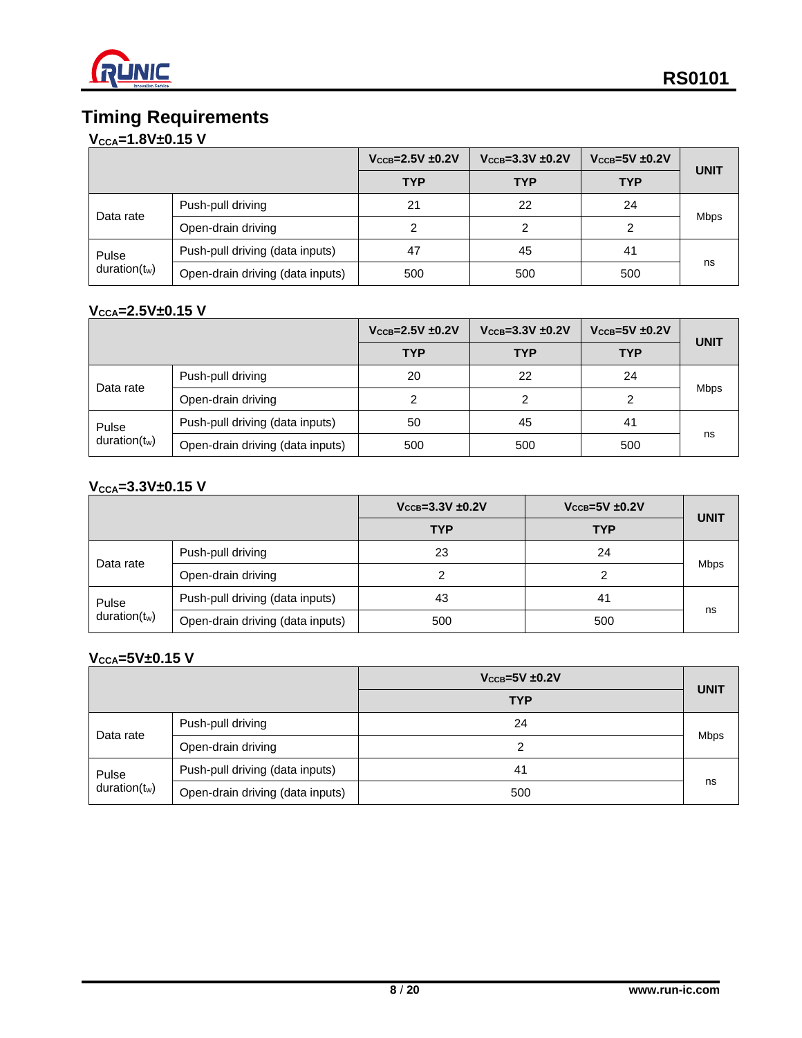## Timing Requirements

### $V_{CCA}$=1.8V±0.15 V

| | | $V_{CCB}$=2.5V ±0.2V | $V_{CCB}$=3.3V ±0.2V | $V_{CCB}$=5V ±0.2V | UNIT |
|---|---|---|---|---|---|
| | | TYP | TYP | TYP | |
| Data rate | Push-pull driving | 21 | 22 | 24 | Mbps |
| | Open-drain driving | 2 | 2 | 2 | |
| Pulse duration($t_w$) | Push-pull driving (data inputs) | 47 | 45 | 41 | ns |
| | Open-drain driving (data inputs) | 500 | 500 | 500 | |

### $V_{CCA}$=2.5V±0.15 V

| | | $V_{CCB}$=2.5V ±0.2V | $V_{CCB}$=3.3V ±0.2V | $V_{CCB}$=5V ±0.2V | UNIT |
|---|---|---|---|---|---|
| | | TYP | TYP | TYP | |
| Data rate | Push-pull driving | 20 | 22 | 24 | Mbps |
| | Open-drain driving | 2 | 2 | 2 | |
| Pulse duration($t_w$) | Push-pull driving (data inputs) | 50 | 45 | 41 | ns |
| | Open-drain driving (data inputs) | 500 | 500 | 500 | |

### $V_{CCA}$=3.3V±0.15 V

| | | $V_{CCB}$=3.3V ±0.2V | $V_{CCB}$=5V ±0.2V | UNIT |
|---|---|---|---|---|
| | | TYP | TYP | |
| Data rate | Push-pull driving | 23 | 24 | Mbps |
| | Open-drain driving | 2 | 2 | |
| Pulse duration($t_w$) | Push-pull driving (data inputs) | 43 | 41 | ns |
| | Open-drain driving (data inputs) | 500 | 500 | |

### $V_{CCA}$=5V±0.15 V

| | | $V_{CCB}$=5V ±0.2V | UNIT |
|---|---|---|---|
| | | TYP | |
| Data rate | Push-pull driving | 24 | Mbps |
| | Open-drain driving | 2 | |
| Pulse duration($t_w$) | Push-pull driving (data inputs) | 41 | ns |
| | Open-drain driving (data inputs) | 500 | |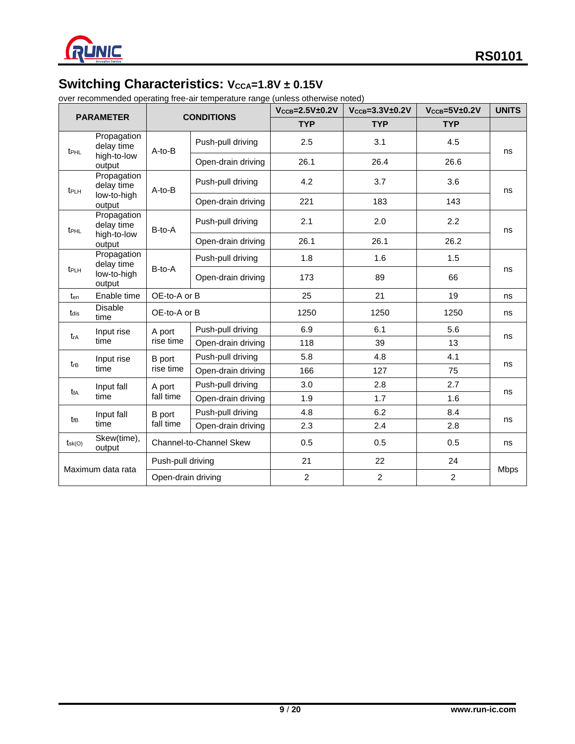## Switching Characteristics: $V_{CCA}$=1.8V ± 0.15V

over recommended operating free-air temperature range (unless otherwise noted)

| PARAMETER | | CONDITIONS | | $V_{CCB}$=2.5V±0.2V | $V_{CCB}$=3.3V±0.2V | $V_{CCB}$=5V±0.2V | UNITS |
|---|---|---|---|---|---|---|---|
| | | | | TYP | TYP | TYP | |
| $t_{PHL}$ | Propagation delay time high-to-low output | A-to-B | Push-pull driving | 2.5 | 3.1 | 4.5 | ns |
| | | | Open-drain driving | 26.1 | 26.4 | 26.6 | |
| $t_{PLH}$ | Propagation delay time low-to-high output | A-to-B | Push-pull driving | 4.2 | 3.7 | 3.6 | ns |
| | | | Open-drain driving | 221 | 183 | 143 | |
| $t_{PHL}$ | Propagation delay time high-to-low output | B-to-A | Push-pull driving | 2.1 | 2.0 | 2.2 | ns |
| | | | Open-drain driving | 26.1 | 26.1 | 26.2 | |
| $t_{PLH}$ | Propagation delay time low-to-high output | B-to-A | Push-pull driving | 1.8 | 1.6 | 1.5 | ns |
| | | | Open-drain driving | 173 | 89 | 66 | |
| $t_{en}$ | Enable time | OE-to-A or B | | 25 | 21 | 19 | ns |
| $t_{dis}$ | Disable time | OE-to-A or B | | 1250 | 1250 | 1250 | ns |
| $t_{rA}$ | Input rise time | A port rise time | Push-pull driving | 6.9 | 6.1 | 5.6 | ns |
| | | | Open-drain driving | 118 | 39 | 13 | |
| $t_{rB}$ | Input rise time | B port rise time | Push-pull driving | 5.8 | 4.8 | 4.1 | ns |
| | | | Open-drain driving | 166 | 127 | 75 | |
| $t_{fA}$ | Input fall time | A port fall time | Push-pull driving | 3.0 | 2.8 | 2.7 | ns |
| | | | Open-drain driving | 1.9 | 1.7 | 1.6 | |
| $t_{fB}$ | Input fall time | B port fall time | Push-pull driving | 4.8 | 6.2 | 8.4 | ns |
| | | | Open-drain driving | 2.3 | 2.4 | 2.8 | |
| $t_{sk(O)}$ | Skew(time), output | Channel-to-Channel Skew | | 0.5 | 0.5 | 0.5 | ns |
| Maximum data rata | | Push-pull driving | | 21 | 22 | 24 | Mbps |
| | | Open-drain driving | | 2 | 2 | 2 | |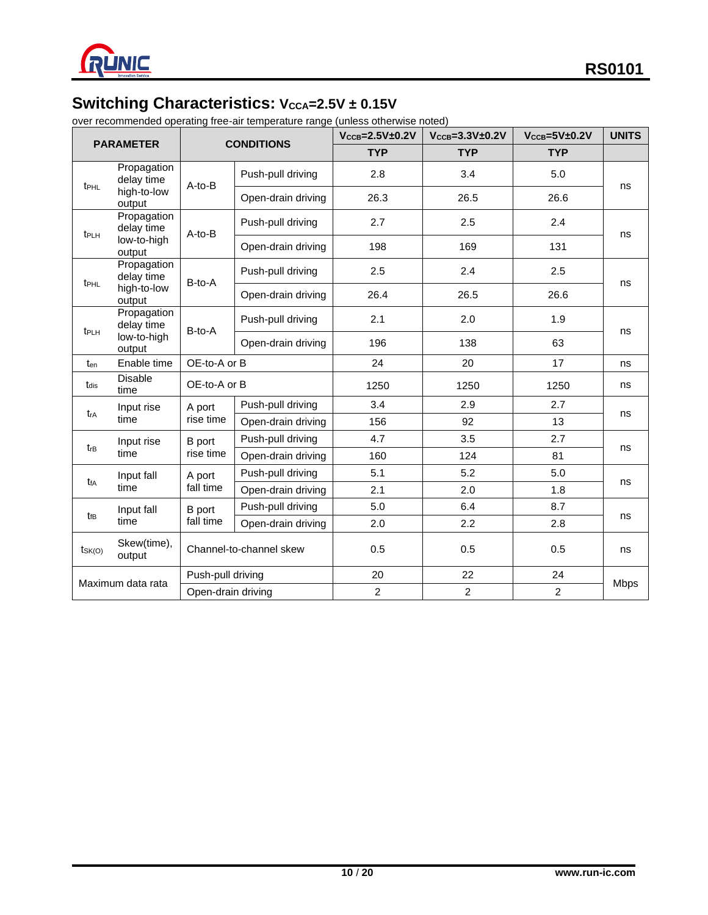## Switching Characteristics: $V_{CCA}$=2.5V ± 0.15V

over recommended operating free-air temperature range (unless otherwise noted)

| PARAMETER | | CONDITIONS | | $V_{CCB}$=2.5V±0.2V | $V_{CCB}$=3.3V±0.2V | $V_{CCB}$=5V±0.2V | UNITS |
|---|---|---|---|---|---|---|---|
| | | | | TYP | TYP | TYP | |
| $t_{PHL}$ | Propagation delay time high-to-low output | A-to-B | Push-pull driving | 2.8 | 3.4 | 5.0 | ns |
| | | | Open-drain driving | 26.3 | 26.5 | 26.6 | |
| $t_{PLH}$ | Propagation delay time low-to-high output | A-to-B | Push-pull driving | 2.7 | 2.5 | 2.4 | ns |
| | | | Open-drain driving | 198 | 169 | 131 | |
| $t_{PHL}$ | Propagation delay time high-to-low output | B-to-A | Push-pull driving | 2.5 | 2.4 | 2.5 | ns |
| | | | Open-drain driving | 26.4 | 26.5 | 26.6 | |
| $t_{PLH}$ | Propagation delay time low-to-high output | B-to-A | Push-pull driving | 2.1 | 2.0 | 1.9 | ns |
| | | | Open-drain driving | 196 | 138 | 63 | |
| $t_{en}$ | Enable time | OE-to-A or B | | 24 | 20 | 17 | ns |
| $t_{dis}$ | Disable time | OE-to-A or B | | 1250 | 1250 | 1250 | ns |
| $t_{rA}$ | Input rise time | A port rise time | Push-pull driving | 3.4 | 2.9 | 2.7 | ns |
| | | | Open-drain driving | 156 | 92 | 13 | |
| $t_{rB}$ | Input rise time | B port rise time | Push-pull driving | 4.7 | 3.5 | 2.7 | ns |
| | | | Open-drain driving | 160 | 124 | 81 | |
| $t_{fA}$ | Input fall time | A port fall time | Push-pull driving | 5.1 | 5.2 | 5.0 | ns |
| | | | Open-drain driving | 2.1 | 2.0 | 1.8 | |
| $t_{fB}$ | Input fall time | B port fall time | Push-pull driving | 5.0 | 6.4 | 8.7 | ns |
| | | | Open-drain driving | 2.0 | 2.2 | 2.8 | |
| $t_{SK(O)}$ | Skew(time), output | Channel-to-channel skew | | 0.5 | 0.5 | 0.5 | ns |
| Maximum data rata | | Push-pull driving | | 20 | 22 | 24 | Mbps |
| | | Open-drain driving | | 2 | 2 | 2 | |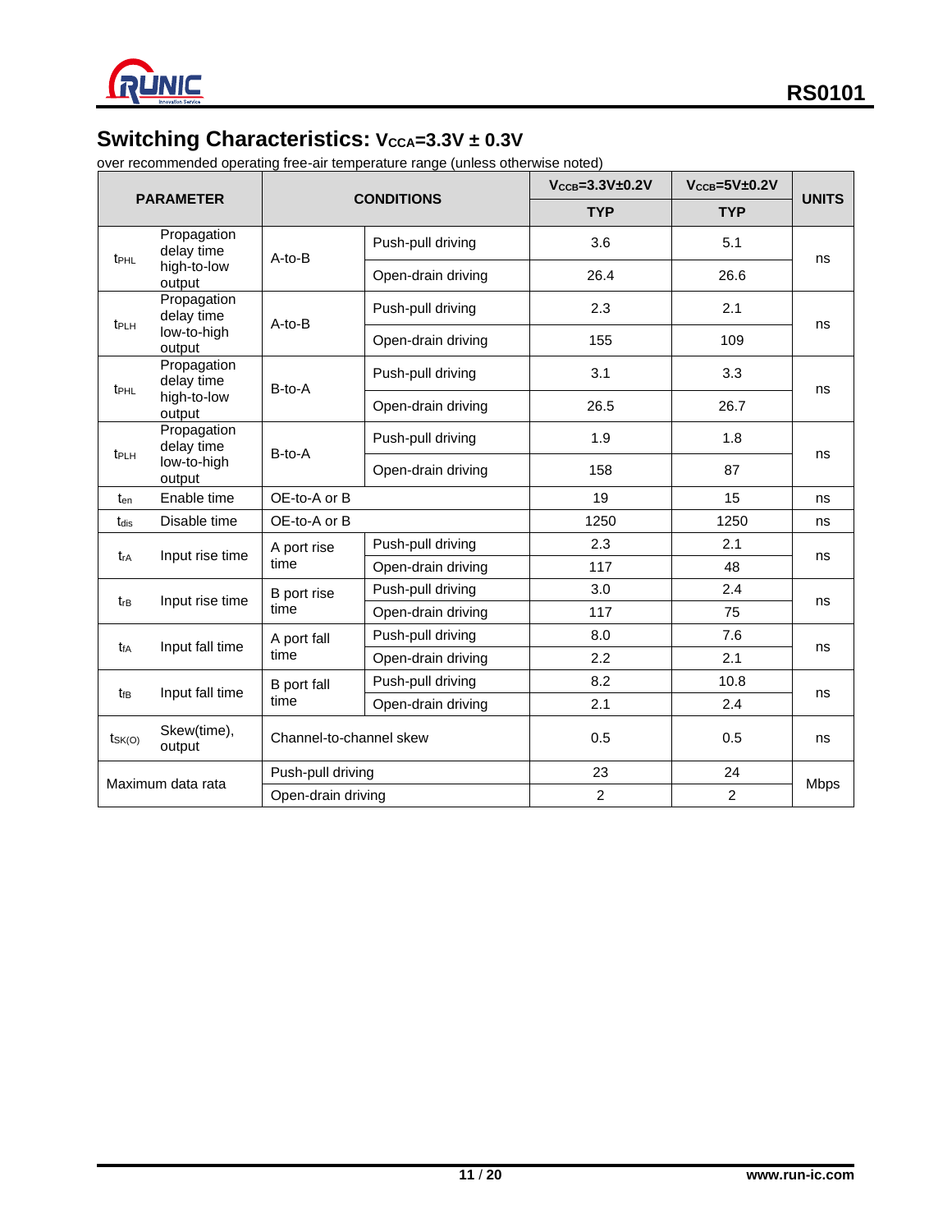## Switching Characteristics: $V_{CCA}$=3.3V ± 0.3V

over recommended operating free-air temperature range (unless otherwise noted)

| PARAMETER | | CONDITIONS | | $V_{CCB}$=3.3V±0.2V | $V_{CCB}$=5V±0.2V | UNITS |
|---|---|---|---|---|---|---|
| | | | | TYP | TYP | |
| $t_{PHL}$ | Propagation delay time high-to-low output | A-to-B | Push-pull driving | 3.6 | 5.1 | ns |
| | | | Open-drain driving | 26.4 | 26.6 | |
| $t_{PLH}$ | Propagation delay time low-to-high output | A-to-B | Push-pull driving | 2.3 | 2.1 | ns |
| | | | Open-drain driving | 155 | 109 | |
| $t_{PHL}$ | Propagation delay time high-to-low output | B-to-A | Push-pull driving | 3.1 | 3.3 | ns |
| | | | Open-drain driving | 26.5 | 26.7 | |
| $t_{PLH}$ | Propagation delay time low-to-high output | B-to-A | Push-pull driving | 1.9 | 1.8 | ns |
| | | | Open-drain driving | 158 | 87 | |
| $t_{en}$ | Enable time | OE-to-A or B | | 19 | 15 | ns |
| $t_{dis}$ | Disable time | OE-to-A or B | | 1250 | 1250 | ns |
| $t_{rA}$ | Input rise time | A port rise time | Push-pull driving | 2.3 | 2.1 | ns |
| | | | Open-drain driving | 117 | 48 | |
| $t_{rB}$ | Input rise time | B port rise time | Push-pull driving | 3.0 | 2.4 | ns |
| | | | Open-drain driving | 117 | 75 | |
| $t_{fA}$ | Input fall time | A port fall time | Push-pull driving | 8.0 | 7.6 | ns |
| | | | Open-drain driving | 2.2 | 2.1 | |
| $t_{fB}$ | Input fall time | B port fall time | Push-pull driving | 8.2 | 10.8 | ns |
| | | | Open-drain driving | 2.1 | 2.4 | |
| $t_{SK(O)}$ | Skew(time), output | Channel-to-channel skew | | 0.5 | 0.5 | ns |
| Maximum data rata | | Push-pull driving | | 23 | 24 | Mbps |
| | | Open-drain driving | | 2 | 2 | |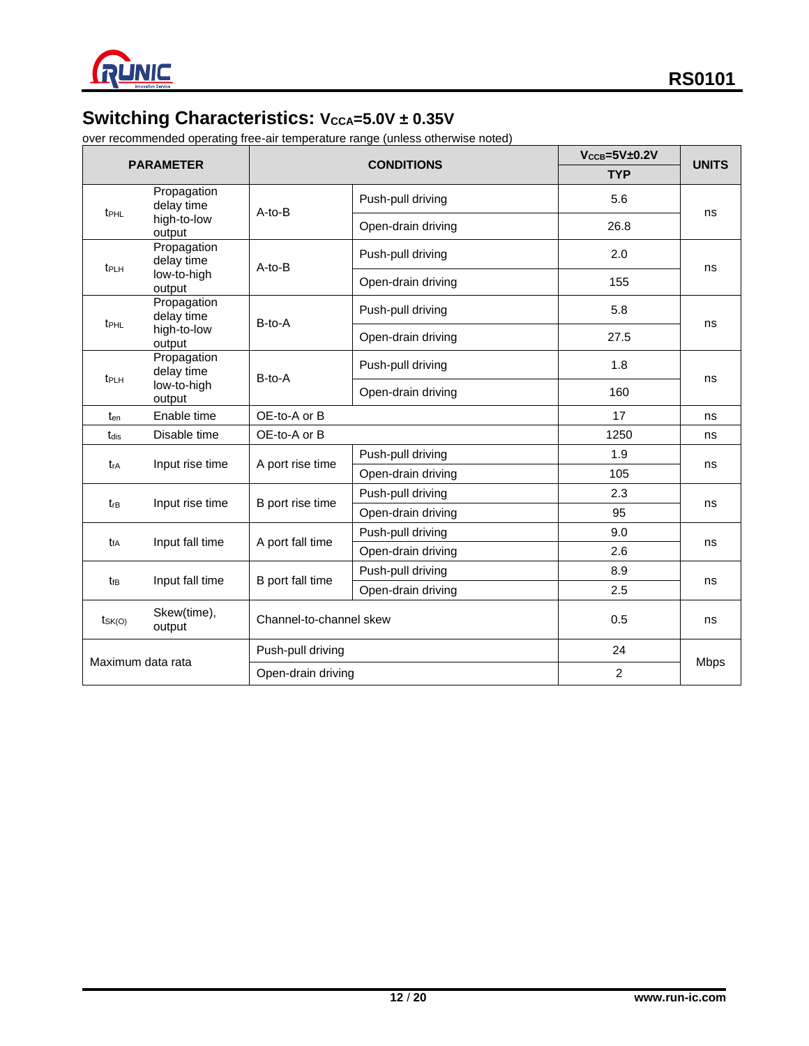## Switching Characteristics: $V_{CCA}$=5.0V ± 0.35V

over recommended operating free-air temperature range (unless otherwise noted)

| PARAMETER | | CONDITIONS | | $V_{CCB}$=5V±0.2V | UNITS |
|---|---|---|---|---|---|
| | | | | TYP | |
| $t_{PHL}$ | Propagation delay time high-to-low output | A-to-B | Push-pull driving | 5.6 | ns |
| | | | Open-drain driving | 26.8 | |
| $t_{PLH}$ | Propagation delay time low-to-high output | A-to-B | Push-pull driving | 2.0 | ns |
| | | | Open-drain driving | 155 | |
| $t_{PHL}$ | Propagation delay time high-to-low output | B-to-A | Push-pull driving | 5.8 | ns |
| | | | Open-drain driving | 27.5 | |
| $t_{PLH}$ | Propagation delay time low-to-high output | B-to-A | Push-pull driving | 1.8 | ns |
| | | | Open-drain driving | 160 | |
| $t_{en}$ | Enable time | OE-to-A or B | | 17 | ns |
| $t_{dis}$ | Disable time | OE-to-A or B | | 1250 | ns |
| $t_{rA}$ | Input rise time | A port rise time | Push-pull driving | 1.9 | ns |
| | | | Open-drain driving | 105 | |
| $t_{rB}$ | Input rise time | B port rise time | Push-pull driving | 2.3 | ns |
| | | | Open-drain driving | 95 | |
| $t_{fA}$ | Input fall time | A port fall time | Push-pull driving | 9.0 | ns |
| | | | Open-drain driving | 2.6 | |
| $t_{fB}$ | Input fall time | B port fall time | Push-pull driving | 8.9 | ns |
| | | | Open-drain driving | 2.5 | |
| $t_{SK(O)}$ | Skew(time), output | Channel-to-channel skew | | 0.5 | ns |
| Maximum data rata | | Push-pull driving | | 24 | Mbps |
| | | Open-drain driving | | 2 | |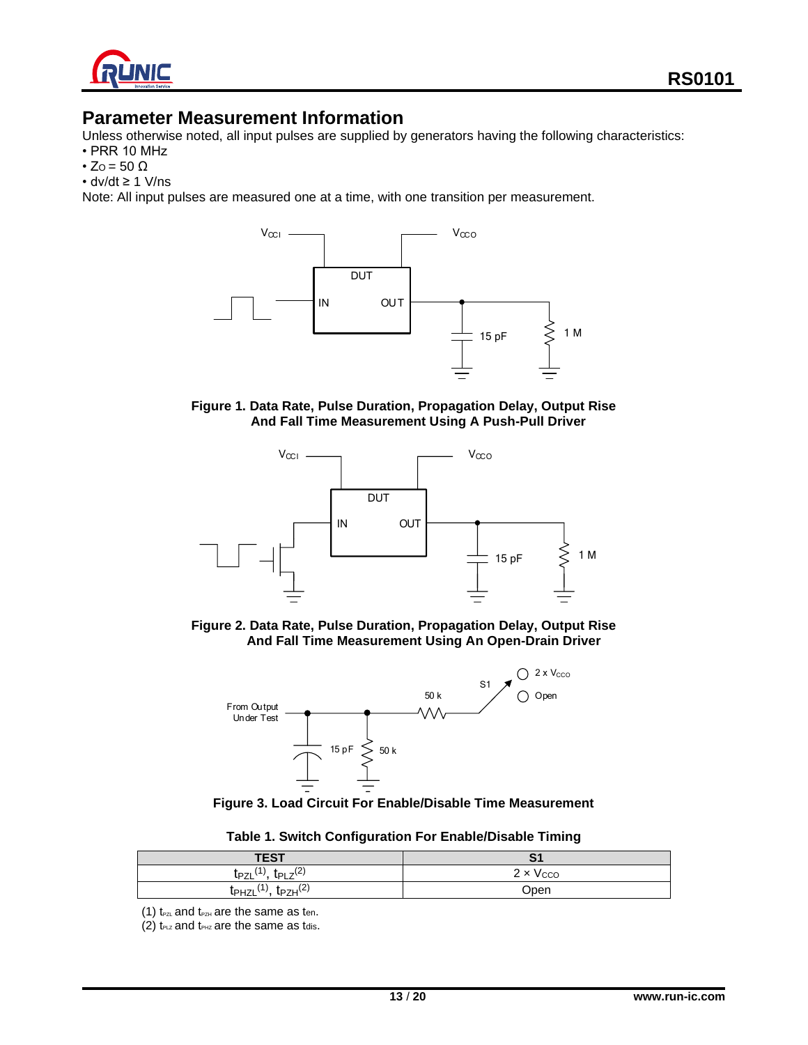## Parameter Measurement Information

Unless otherwise noted, all input pulses are supplied by generators having the following characteristics:

- PRR 10 MHz
- $Z_O$ = 50 Ω
- dv/dt ≥ 1 V/ns

Note: All input pulses are measured one at a time, with one transition per measurement.

$V_{CCI}$
$V_{CCO}$
DUT
IN
OUT
15 pF
1 M

**Figure 1. Data Rate, Pulse Duration, Propagation Delay, Output Rise And Fall Time Measurement Using A Push-Pull Driver**

$V_{CCI}$
$V_{CCO}$
DUT
IN
OUT
15 pF
1 M

**Figure 2. Data Rate, Pulse Duration, Propagation Delay, Output Rise And Fall Time Measurement Using An Open-Drain Driver**

From Output Under Test
15 pF
50 k
50 k
S1
2 x $V_{CCO}$
Open

**Figure 3. Load Circuit For Enable/Disable Time Measurement**

**Table 1. Switch Configuration For Enable/Disable Timing**

| TEST | S1 |
| --- | --- |
| $t_{PZL}$(1), $t_{PLZ}$(2) | 2 × $V_{CCO}$ |
| $t_{PHZL}$(1), $t_{PZH}$(2) | Open |

(1) $t_{PZL}$ and $t_{PZH}$ are the same as $t_{en}$.
(2) $t_{PLZ}$ and $t_{PHZ}$ are the same as $t_{dis}$.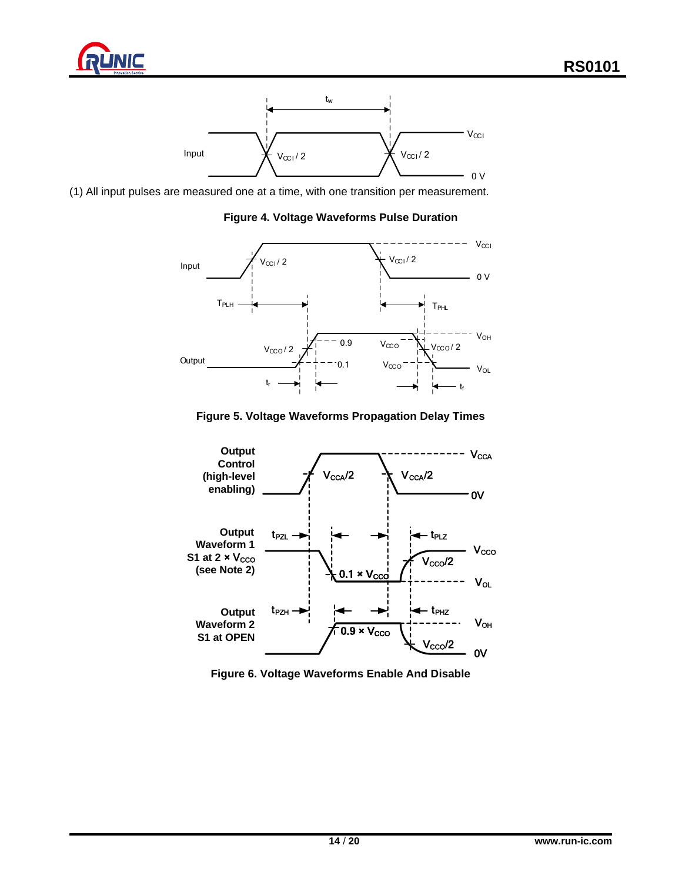$t_w$

Input

$V_{CCI}$ / 2

$V_{CCI}$ / 2

$V_{CCI}$

0 V

(1) All input pulses are measured one at a time, with one transition per measurement.

**Figure 4. Voltage Waveforms Pulse Duration**

Input

$V_{CCI}$ / 2

$V_{CCI}$ / 2

$V_{CCI}$

0 V

$T_{PLH}$

$T_{PHL}$

Output

$V_{CCO}$ / 2

0.9

0.1

$V_{CCO}$

$V_{CCO}$

$V_{CCO}$ / 2

$V_{OH}$

$V_{OL}$

$t_r$

$t_f$

**Figure 5. Voltage Waveforms Propagation Delay Times**

**Output Control (high-level enabling)**

$V_{CCA}/2$

$V_{CCA}/2$

$V_{CCA}$

0V

**Output Waveform 1 S1 at 2 × $V_{CCO}$ (see Note 2)**

$t_{PZL}$

$t_{PLZ}$

$V_{CCO}/2$

$0.1 \times V_{CCO}$

$V_{CCO}$

$V_{OL}$

**Output Waveform 2 S1 at OPEN**

$t_{PZH}$

$t_{PHZ}$

$0.9 \times V_{CCO}$

$V_{CCO}/2$

$V_{OH}$

0V

**Figure 6. Voltage Waveforms Enable And Disable**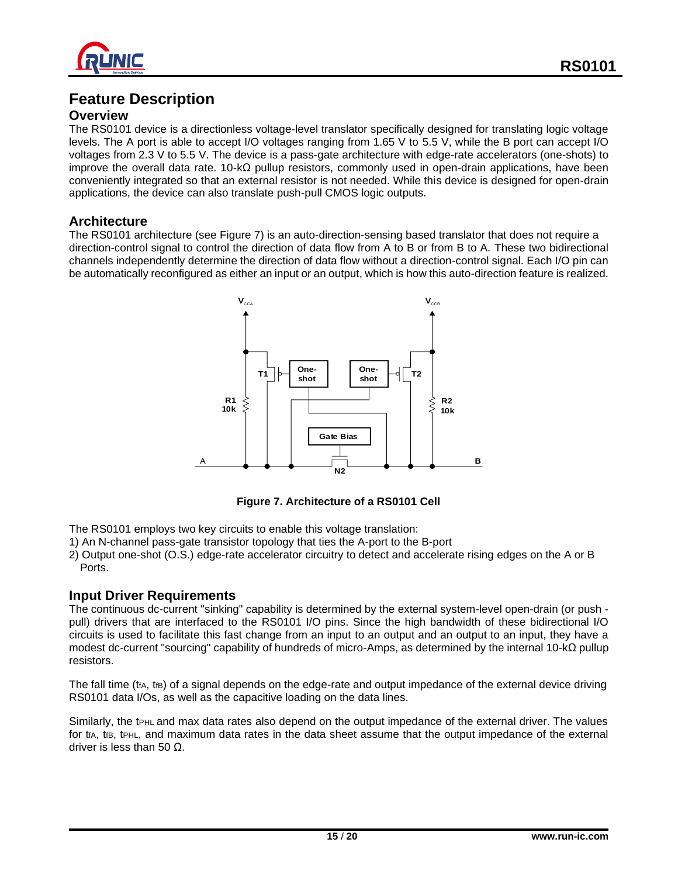## Feature Description

### Overview

The RS0101 device is a directionless voltage-level translator specifically designed for translating logic voltage levels. The A port is able to accept I/O voltages ranging from 1.65 V to 5.5 V, while the B port can accept I/O voltages from 2.3 V to 5.5 V. The device is a pass-gate architecture with edge-rate accelerators (one-shots) to improve the overall data rate. 10-kΩ pullup resistors, commonly used in open-drain applications, have been conveniently integrated so that an external resistor is not needed. While this device is designed for open-drain applications, the device can also translate push-pull CMOS logic outputs.

### Architecture

The RS0101 architecture (see Figure 7) is an auto-direction-sensing based translator that does not require a direction-control signal to control the direction of data flow from A to B or from B to A. These two bidirectional channels independently determine the direction of data flow without a direction-control signal. Each I/O pin can be automatically reconfigured as either an input or an output, which is how this auto-direction feature is realized.

$V_{CCA}$
$V_{CCB}$
T1
One-shot
One-shot
T2
R1
10k
R2
10k
Gate Bias
A
B
N2

**Figure 7. Architecture of a RS0101 Cell**

The RS0101 employs two key circuits to enable this voltage translation:

1) An N-channel pass-gate transistor topology that ties the A-port to the B-port
2) Output one-shot (O.S.) edge-rate accelerator circuitry to detect and accelerate rising edges on the A or B Ports.

### Input Driver Requirements

The continuous dc-current "sinking" capability is determined by the external system-level open-drain (or push - pull) drivers that are interfaced to the RS0101 I/O pins. Since the high bandwidth of these bidirectional I/O circuits is used to facilitate this fast change from an input to an output and an output to an input, they have a modest dc-current "sourcing" capability of hundreds of micro-Amps, as determined by the internal 10-kΩ pullup resistors.

The fall time ($t_{fA}$, $t_{fB}$) of a signal depends on the edge-rate and output impedance of the external device driving RS0101 data I/Os, as well as the capacitive loading on the data lines.

Similarly, the $t_{PHL}$ and max data rates also depend on the output impedance of the external driver. The values for $t_{fA}$, $t_{fB}$, $t_{PHL}$, and maximum data rates in the data sheet assume that the output impedance of the external driver is less than 50 Ω.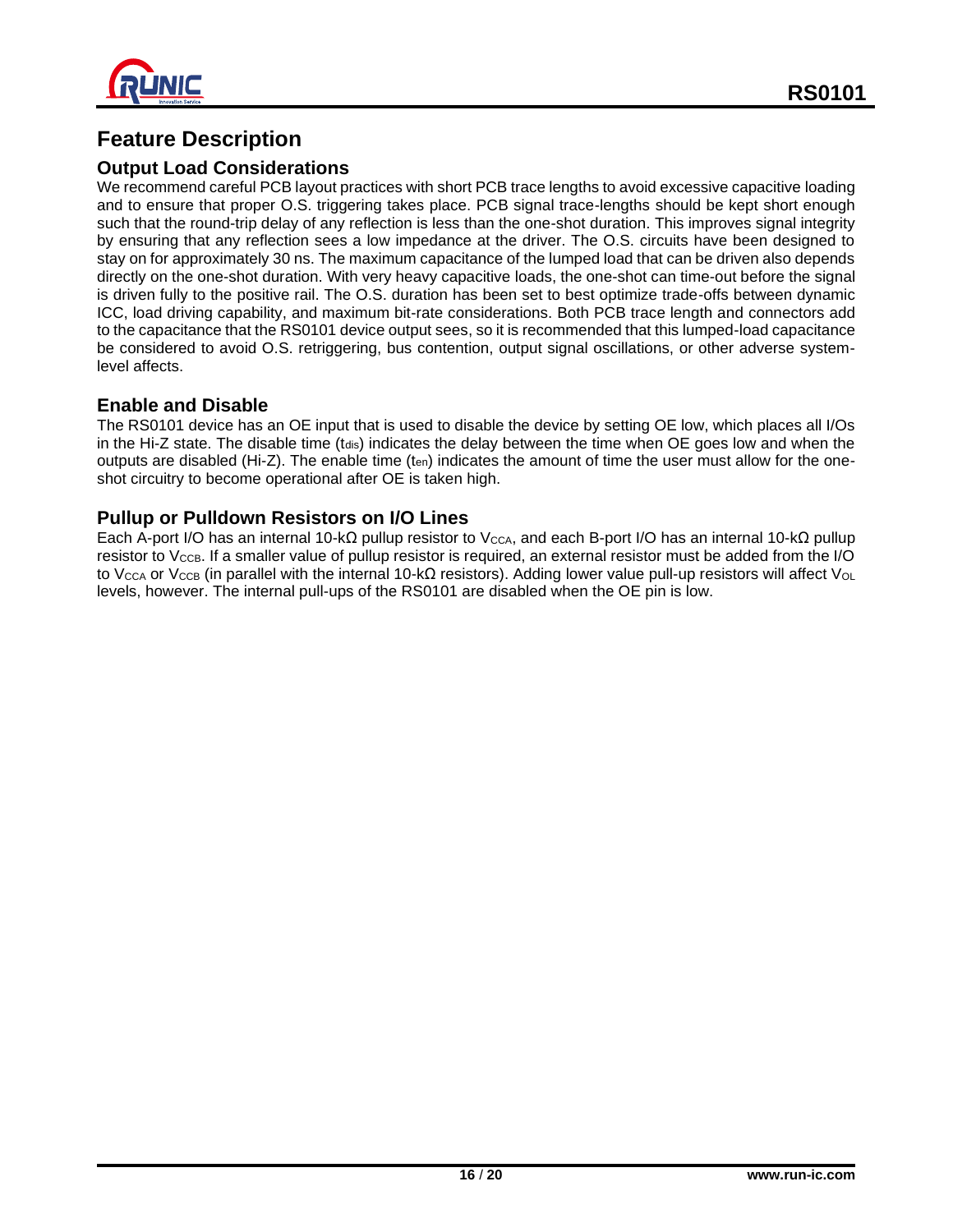# Feature Description

## Output Load Considerations

We recommend careful PCB layout practices with short PCB trace lengths to avoid excessive capacitive loading and to ensure that proper O.S. triggering takes place. PCB signal trace-lengths should be kept short enough such that the round-trip delay of any reflection is less than the one-shot duration. This improves signal integrity by ensuring that any reflection sees a low impedance at the driver. The O.S. circuits have been designed to stay on for approximately 30 ns. The maximum capacitance of the lumped load that can be driven also depends directly on the one-shot duration. With very heavy capacitive loads, the one-shot can time-out before the signal is driven fully to the positive rail. The O.S. duration has been set to best optimize trade-offs between dynamic ICC, load driving capability, and maximum bit-rate considerations. Both PCB trace length and connectors add to the capacitance that the RS0101 device output sees, so it is recommended that this lumped-load capacitance be considered to avoid O.S. retriggering, bus contention, output signal oscillations, or other adverse system-level affects.

## Enable and Disable

The RS0101 device has an OE input that is used to disable the device by setting OE low, which places all I/Os in the Hi-Z state. The disable time ($t_{dis}$) indicates the delay between the time when OE goes low and when the outputs are disabled (Hi-Z). The enable time ($t_{en}$) indicates the amount of time the user must allow for the one-shot circuitry to become operational after OE is taken high.

## Pullup or Pulldown Resistors on I/O Lines

Each A-port I/O has an internal 10-kΩ pullup resistor to $V_{CCA}$, and each B-port I/O has an internal 10-kΩ pullup resistor to $V_{CCB}$. If a smaller value of pullup resistor is required, an external resistor must be added from the I/O to $V_{CCA}$ or $V_{CCB}$ (in parallel with the internal 10-kΩ resistors). Adding lower value pull-up resistors will affect $V_{OL}$ levels, however. The internal pull-ups of the RS0101 are disabled when the OE pin is low.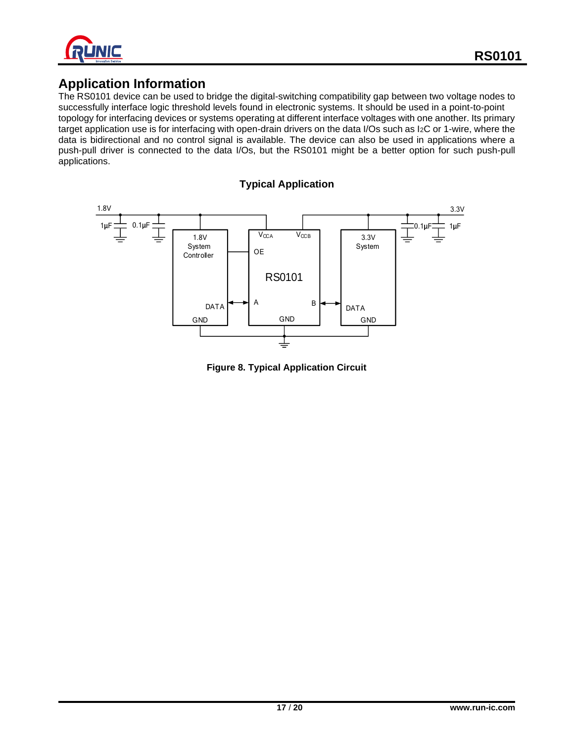## Application Information

The RS0101 device can be used to bridge the digital-switching compatibility gap between two voltage nodes to successfully interface logic threshold levels found in electronic systems. It should be used in a point-to-point topology for interfacing devices or systems operating at different interface voltages with one another. Its primary target application use is for interfacing with open-drain drivers on the data I/Os such as I2C or 1-wire, where the data is bidirectional and no control signal is available. The device can also be used in applications where a push-pull driver is connected to the data I/Os, but the RS0101 might be a better option for such push-pull applications.

### Typical Application

1.8V
1μF
0.1μF
1.8V System Controller
DATA
GND
$V_{CCA}$
$V_{CCB}$
OE
RS0101
A
B
GND
3.3V System
DATA
GND
3.3V
0.1μF
1μF

**Figure 8. Typical Application Circuit**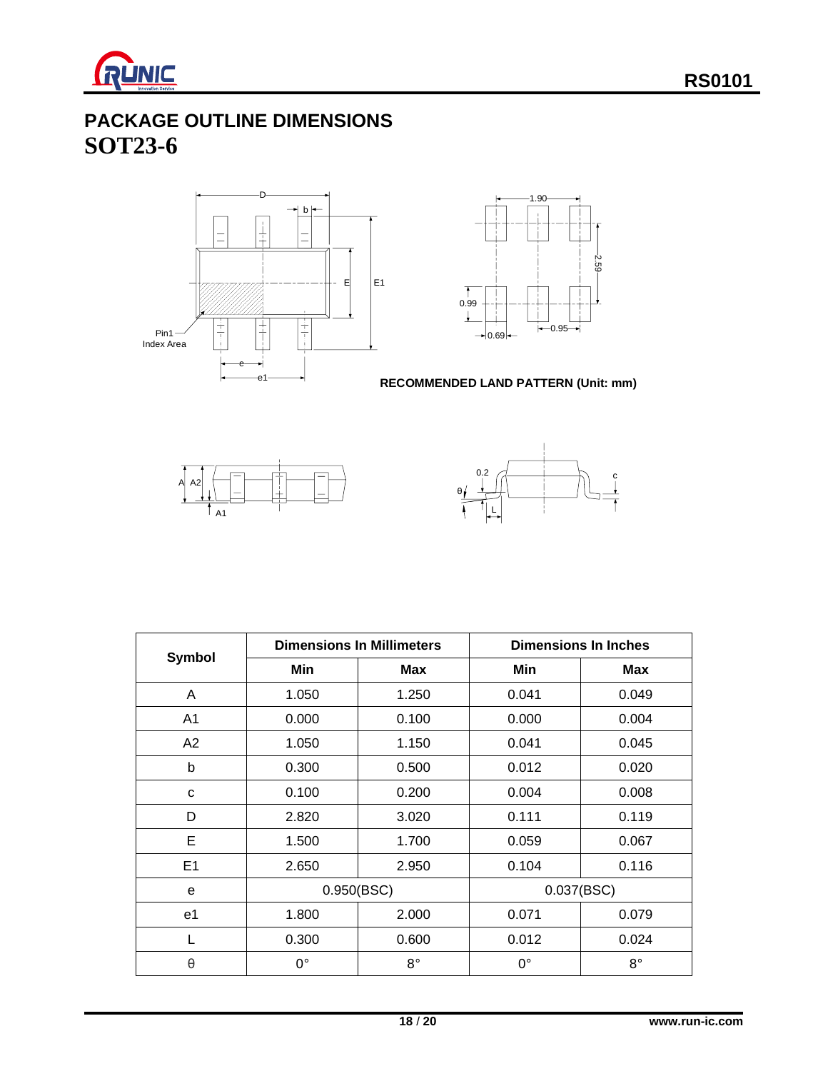# PACKAGE OUTLINE DIMENSIONS

# SOT23-6

D

b

E

E1

Pin1 Index Area

e

e1

1.90

2.59

0.99

0.69

0.95

**RECOMMENDED LAND PATTERN (Unit: mm)**

A

A2

A1

0.2

θ

L

c

| Symbol | Dimensions In Millimeters | | Dimensions In Inches | |
|---|---|---|---|---|
| | Min | Max | Min | Max |
| A | 1.050 | 1.250 | 0.041 | 0.049 |
| A1 | 0.000 | 0.100 | 0.000 | 0.004 |
| A2 | 1.050 | 1.150 | 0.041 | 0.045 |
| b | 0.300 | 0.500 | 0.012 | 0.020 |
| c | 0.100 | 0.200 | 0.004 | 0.008 |
| D | 2.820 | 3.020 | 0.111 | 0.119 |
| E | 1.500 | 1.700 | 0.059 | 0.067 |
| E1 | 2.650 | 2.950 | 0.104 | 0.116 |
| e | 0.950(BSC) | | 0.037(BSC) | |
| e1 | 1.800 | 2.000 | 0.071 | 0.079 |
| L | 0.300 | 0.600 | 0.012 | 0.024 |
| θ | 0° | 8° | 0° | 8° |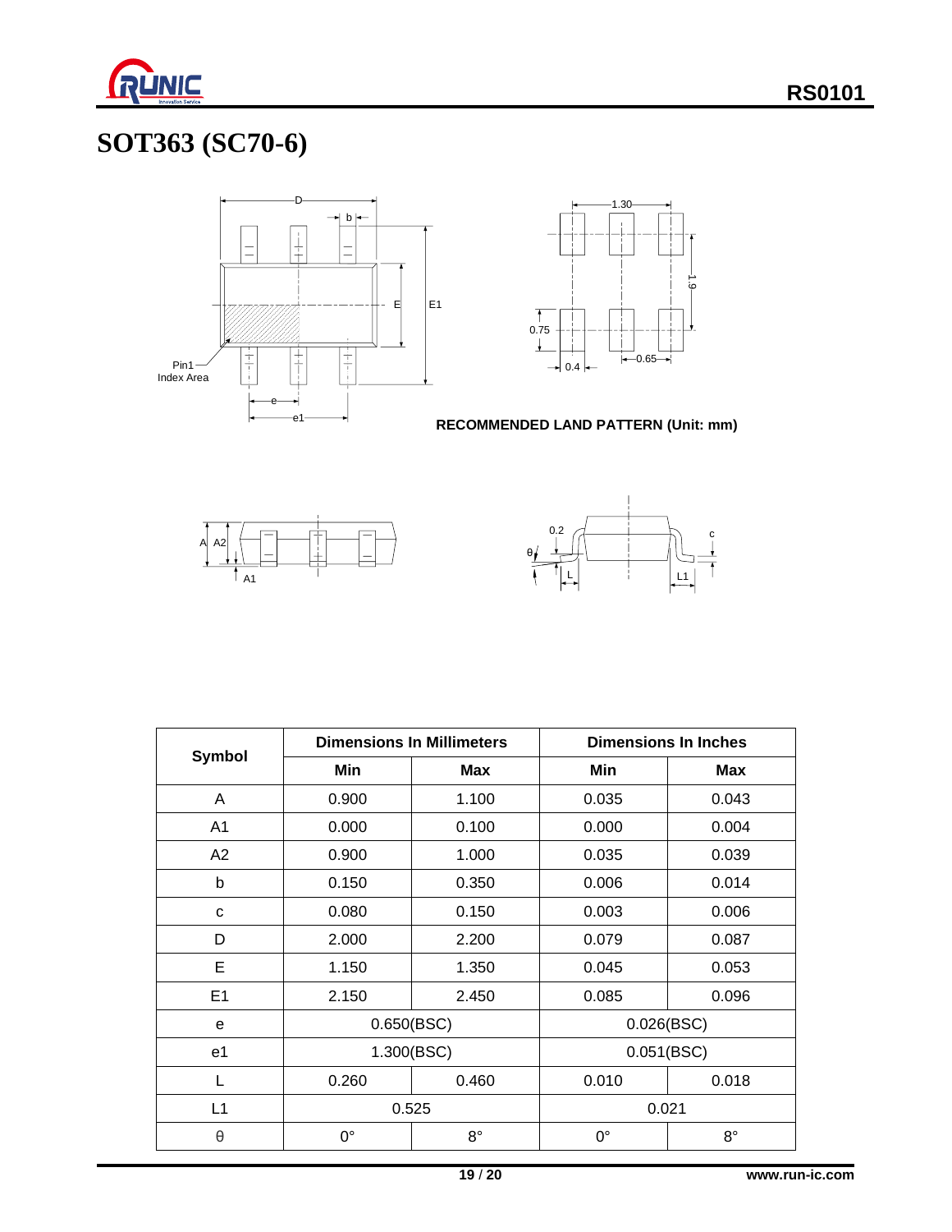# SOT363 (SC70-6)

D
b
E
E1
Pin1
Index Area
e
e1

1.30
1.9
0.75
0.4
0.65

**RECOMMENDED LAND PATTERN (Unit: mm)**

A
A2
A1

0.2
θ
L
c
L1

| Symbol | Dimensions In Millimeters | | Dimensions In Inches | |
|---|---|---|---|---|
| | Min | Max | Min | Max |
| A | 0.900 | 1.100 | 0.035 | 0.043 |
| A1 | 0.000 | 0.100 | 0.000 | 0.004 |
| A2 | 0.900 | 1.000 | 0.035 | 0.039 |
| b | 0.150 | 0.350 | 0.006 | 0.014 |
| c | 0.080 | 0.150 | 0.003 | 0.006 |
| D | 2.000 | 2.200 | 0.079 | 0.087 |
| E | 1.150 | 1.350 | 0.045 | 0.053 |
| E1 | 2.150 | 2.450 | 0.085 | 0.096 |
| e | 0.650(BSC) | | 0.026(BSC) | |
| e1 | 1.300(BSC) | | 0.051(BSC) | |
| L | 0.260 | 0.460 | 0.010 | 0.018 |
| L1 | 0.525 | | 0.021 | |
| θ | 0° | 8° | 0° | 8° |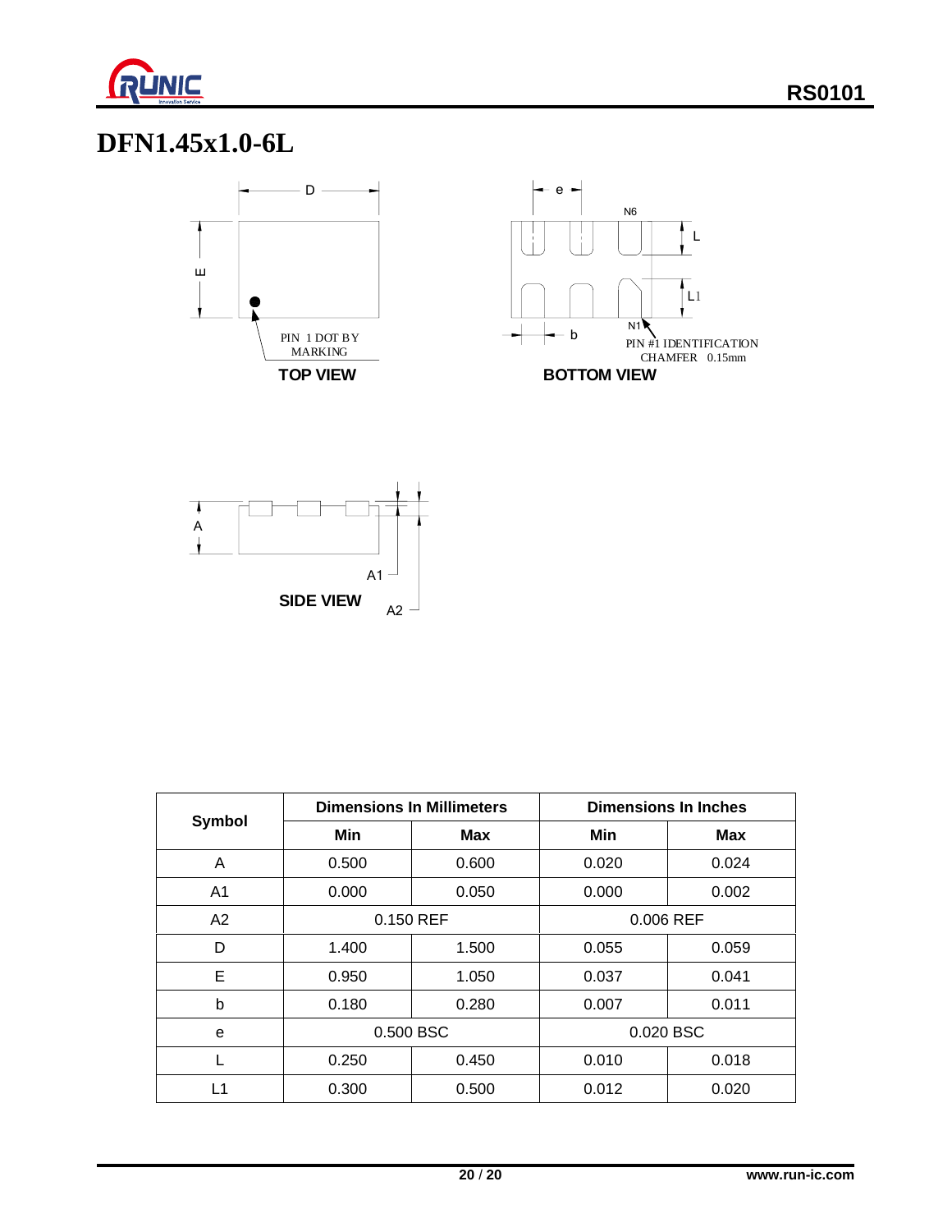# DFN1.45x1.0-6L

D

E

PIN 1 DOT BY MARKING

TOP VIEW

e

N6

L

L1

N1

b

PIN #1 IDENTIFICATION CHAMFER 0.15mm

BOTTOM VIEW

A

A1

SIDE VIEW

A2

| Symbol | Dimensions In Millimeters | | Dimensions In Inches | |
|---|---|---|---|---|
| | Min | Max | Min | Max |
| A | 0.500 | 0.600 | 0.020 | 0.024 |
| A1 | 0.000 | 0.050 | 0.000 | 0.002 |
| A2 | 0.150 REF | | 0.006 REF | |
| D | 1.400 | 1.500 | 0.055 | 0.059 |
| E | 0.950 | 1.050 | 0.037 | 0.041 |
| b | 0.180 | 0.280 | 0.007 | 0.011 |
| e | 0.500 BSC | | 0.020 BSC | |
| L | 0.250 | 0.450 | 0.010 | 0.018 |
| L1 | 0.300 | 0.500 | 0.012 | 0.020 |